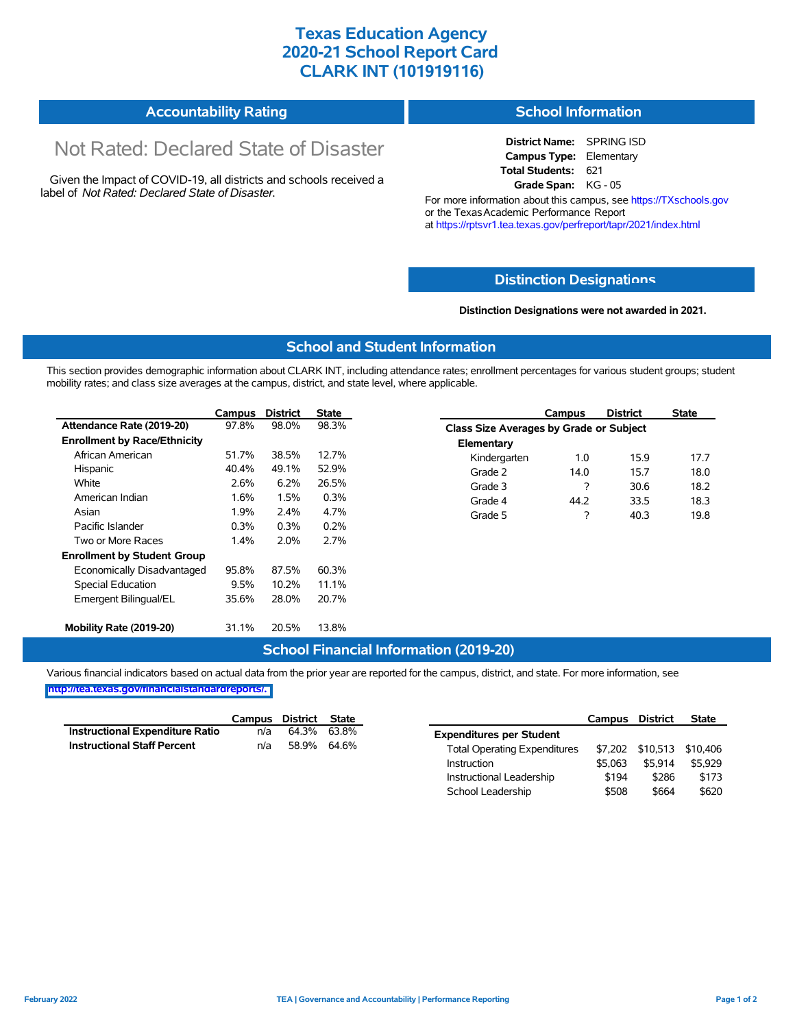# Texas Education Agency
# 2020-21 School Report Card
# CLARK INT (101919116)

## Accountability Rating

Not Rated: Declared State of Disaster

Given the Impact of COVID-19, all districts and schools received a label of *Not Rated: Declared State of Disaster*.

## School Information

**District Name:** SPRING ISD
**Campus Type:** Elementary
**Total Students:** 621
**Grade Span:** KG - 05

For more information about this campus, see https://TXschools.gov or the Texas Academic Performance Report at https://rptsvr1.tea.texas.gov/perfreport/tapr/2021/index.html

## Distinction Designations

**Distinction Designations were not awarded in 2021.**

## School and Student Information

This section provides demographic information about CLARK INT, including attendance rates; enrollment percentages for various student groups; student mobility rates; and class size averages at the campus, district, and state level, where applicable.

| | Campus | District | State |
|---|---|---|---|
| **Attendance Rate (2019-20)** | 97.8% | 98.0% | 98.3% |
| **Enrollment by Race/Ethnicity** | | | |
| African American | 51.7% | 38.5% | 12.7% |
| Hispanic | 40.4% | 49.1% | 52.9% |
| White | 2.6% | 6.2% | 26.5% |
| American Indian | 1.6% | 1.5% | 0.3% |
| Asian | 1.9% | 2.4% | 4.7% |
| Pacific Islander | 0.3% | 0.3% | 0.2% |
| Two or More Races | 1.4% | 2.0% | 2.7% |
| **Enrollment by Student Group** | | | |
| Economically Disadvantaged | 95.8% | 87.5% | 60.3% |
| Special Education | 9.5% | 10.2% | 11.1% |
| Emergent Bilingual/EL | 35.6% | 28.0% | 20.7% |
| **Mobility Rate (2019-20)** | 31.1% | 20.5% | 13.8% |

| | Campus | District | State |
|---|---|---|---|
| **Class Size Averages by Grade or Subject** | | | |
| **Elementary** | | | |
| Kindergarten | 1.0 | 15.9 | 17.7 |
| Grade 2 | 14.0 | 15.7 | 18.0 |
| Grade 3 | ? | 30.6 | 18.2 |
| Grade 4 | 44.2 | 33.5 | 18.3 |
| Grade 5 | ? | 40.3 | 19.8 |

## School Financial Information (2019-20)

Various financial indicators based on actual data from the prior year are reported for the campus, district, and state. For more information, see http://tea.texas.gov/financialstandardreports/.

| | Campus | District | State |
|---|---|---|---|
| **Instructional Expenditure Ratio** | n/a | 64.3% | 63.8% |
| **Instructional Staff Percent** | n/a | 58.9% | 64.6% |

| | Campus | District | State |
|---|---|---|---|
| **Expenditures per Student** | | | |
| Total Operating Expenditures | $7,202 | $10,513 | $10,406 |
| Instruction | $5,063 | $5,914 | $5,929 |
| Instructional Leadership | $194 | $286 | $173 |
| School Leadership | $508 | $664 | $620 |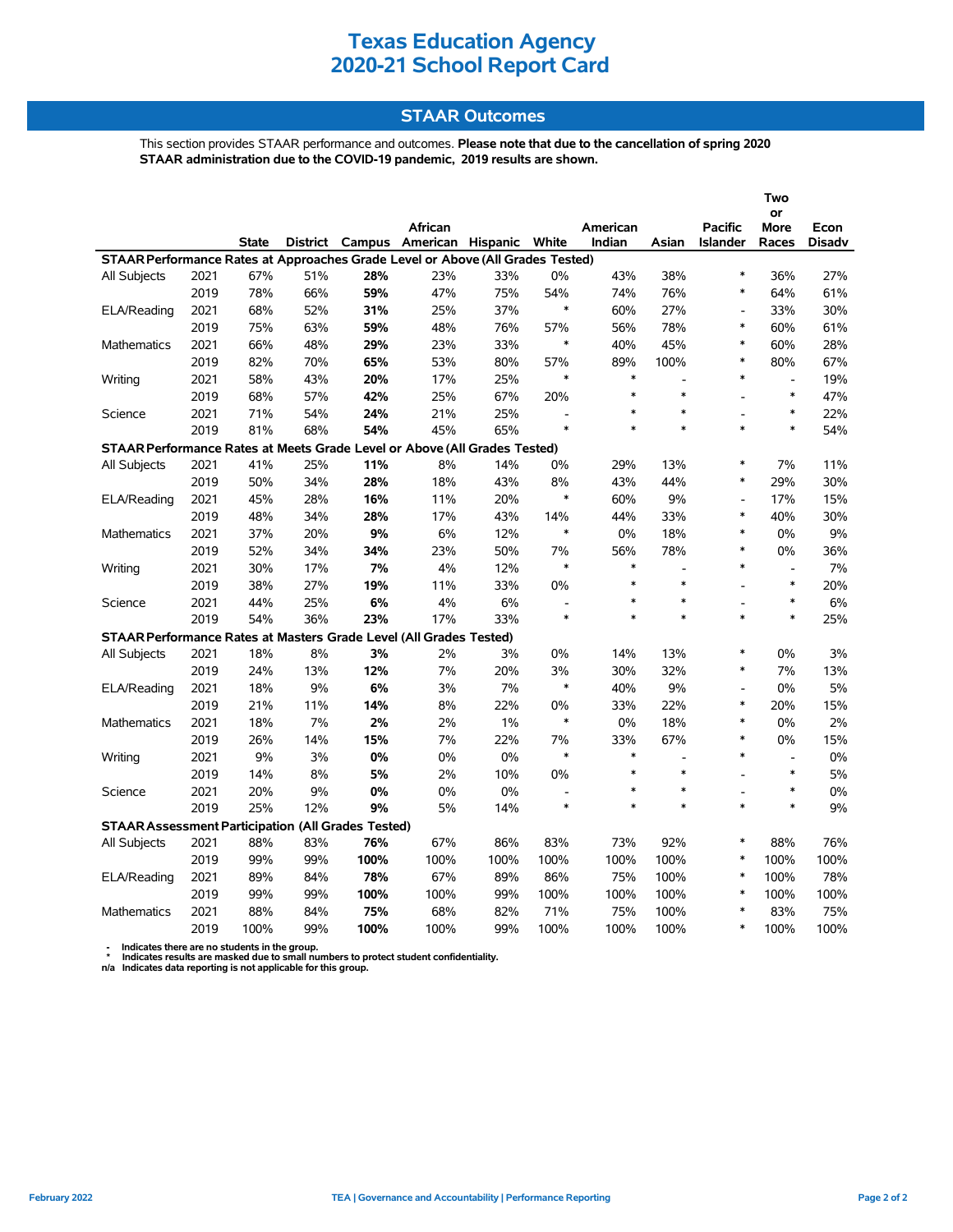# Texas Education Agency
# 2020-21 School Report Card

## STAAR Outcomes

This section provides STAAR performance and outcomes. **Please note that due to the cancellation of spring 2020 STAAR administration due to the COVID-19 pandemic, 2019 results are shown.**

| | | State | District | Campus | African American | Hispanic | White | American Indian | Asian | Pacific Islander | Two or More Races | Econ Disadv |
|---|---|---|---|---|---|---|---|---|---|---|---|---|
| **STAAR Performance Rates at Approaches Grade Level or Above (All Grades Tested)** | | | | | | | | | | | | |
| All Subjects | 2021 | 67% | 51% | **28%** | 23% | 33% | 0% | 43% | 38% | * | 36% | 27% |
| | 2019 | 78% | 66% | **59%** | 47% | 75% | 54% | 74% | 76% | * | 64% | 61% |
| ELA/Reading | 2021 | 68% | 52% | **31%** | 25% | 37% | * | 60% | 27% | - | 33% | 30% |
| | 2019 | 75% | 63% | **59%** | 48% | 76% | 57% | 56% | 78% | * | 60% | 61% |
| Mathematics | 2021 | 66% | 48% | **29%** | 23% | 33% | * | 40% | 45% | * | 60% | 28% |
| | 2019 | 82% | 70% | **65%** | 53% | 80% | 57% | 89% | 100% | * | 80% | 67% |
| Writing | 2021 | 58% | 43% | **20%** | 17% | 25% | * | * | - | * | - | 19% |
| | 2019 | 68% | 57% | **42%** | 25% | 67% | 20% | * | * | - | * | 47% |
| Science | 2021 | 71% | 54% | **24%** | 21% | 25% | - | * | * | - | * | 22% |
| | 2019 | 81% | 68% | **54%** | 45% | 65% | * | * | * | * | * | 54% |
| **STAAR Performance Rates at Meets Grade Level or Above (All Grades Tested)** | | | | | | | | | | | | |
| All Subjects | 2021 | 41% | 25% | **11%** | 8% | 14% | 0% | 29% | 13% | * | 7% | 11% |
| | 2019 | 50% | 34% | **28%** | 18% | 43% | 8% | 43% | 44% | * | 29% | 30% |
| ELA/Reading | 2021 | 45% | 28% | **16%** | 11% | 20% | * | 60% | 9% | - | 17% | 15% |
| | 2019 | 48% | 34% | **28%** | 17% | 43% | 14% | 44% | 33% | * | 40% | 30% |
| Mathematics | 2021 | 37% | 20% | **9%** | 6% | 12% | * | 0% | 18% | * | 0% | 9% |
| | 2019 | 52% | 34% | **34%** | 23% | 50% | 7% | 56% | 78% | * | 0% | 36% |
| Writing | 2021 | 30% | 17% | **7%** | 4% | 12% | * | * | - | * | - | 7% |
| | 2019 | 38% | 27% | **19%** | 11% | 33% | 0% | * | * | - | * | 20% |
| Science | 2021 | 44% | 25% | **6%** | 4% | 6% | - | * | * | - | * | 6% |
| | 2019 | 54% | 36% | **23%** | 17% | 33% | * | * | * | * | * | 25% |
| **STAAR Performance Rates at Masters Grade Level (All Grades Tested)** | | | | | | | | | | | | |
| All Subjects | 2021 | 18% | 8% | **3%** | 2% | 3% | 0% | 14% | 13% | * | 0% | 3% |
| | 2019 | 24% | 13% | **12%** | 7% | 20% | 3% | 30% | 32% | * | 7% | 13% |
| ELA/Reading | 2021 | 18% | 9% | **6%** | 3% | 7% | * | 40% | 9% | - | 0% | 5% |
| | 2019 | 21% | 11% | **14%** | 8% | 22% | 0% | 33% | 22% | * | 20% | 15% |
| Mathematics | 2021 | 18% | 7% | **2%** | 2% | 1% | * | 0% | 18% | * | 0% | 2% |
| | 2019 | 26% | 14% | **15%** | 7% | 22% | 7% | 33% | 67% | * | 0% | 15% |
| Writing | 2021 | 9% | 3% | **0%** | 0% | 0% | * | * | - | * | - | 0% |
| | 2019 | 14% | 8% | **5%** | 2% | 10% | 0% | * | * | - | * | 5% |
| Science | 2021 | 20% | 9% | **0%** | 0% | 0% | - | * | * | - | * | 0% |
| | 2019 | 25% | 12% | **9%** | 5% | 14% | * | * | * | * | * | 9% |
| **STAAR Assessment Participation (All Grades Tested)** | | | | | | | | | | | | |
| All Subjects | 2021 | 88% | 83% | **76%** | 67% | 86% | 83% | 73% | 92% | * | 88% | 76% |
| | 2019 | 99% | 99% | **100%** | 100% | 100% | 100% | 100% | 100% | * | 100% | 100% |
| ELA/Reading | 2021 | 89% | 84% | **78%** | 67% | 89% | 86% | 75% | 100% | * | 100% | 78% |
| | 2019 | 99% | 99% | **100%** | 100% | 99% | 100% | 100% | 100% | * | 100% | 100% |
| Mathematics | 2021 | 88% | 84% | **75%** | 68% | 82% | 71% | 75% | 100% | * | 83% | 75% |
| | 2019 | 100% | 99% | **100%** | 100% | 99% | 100% | 100% | 100% | * | 100% | 100% |

- Indicates there are no students in the group.
\* Indicates results are masked due to small numbers to protect student confidentiality.
n/a Indicates data reporting is not applicable for this group.